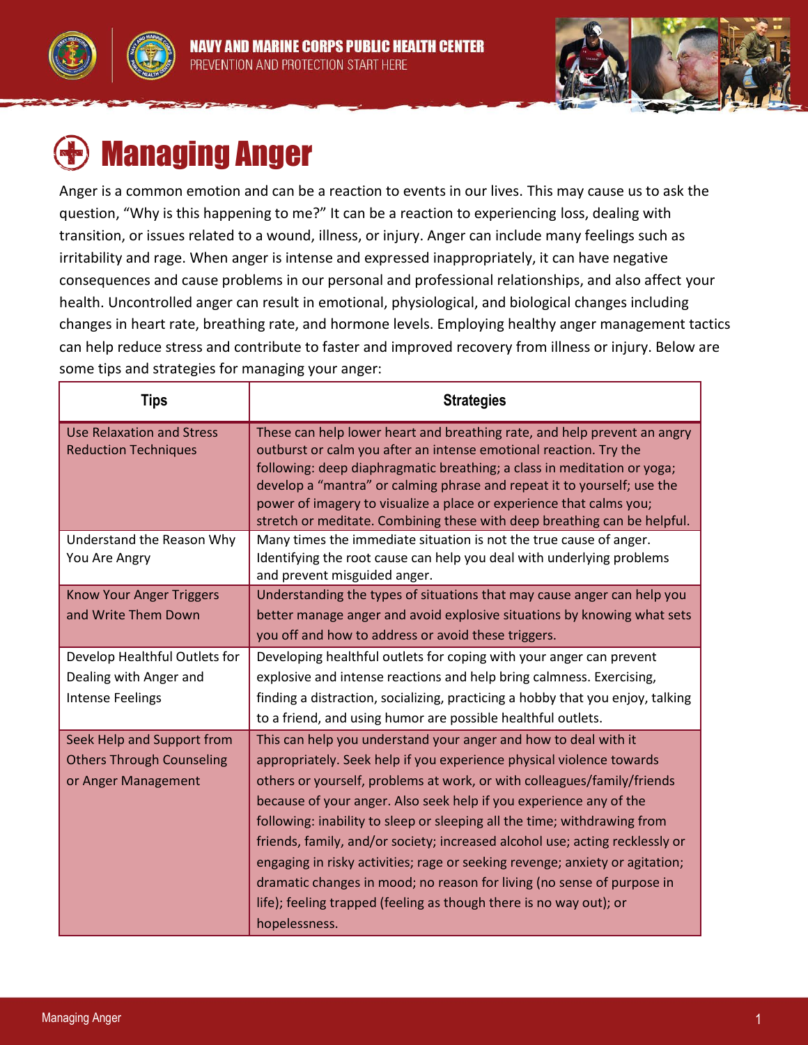# Managing Anger

Anger is a common emotion and can be a reaction to events in our lives. This may cause us to ask the question, "Why is this happening to me?" It can be a reaction to experiencing loss, dealing with transition, or issues related to a wound, illness, or injury. Anger can include many feelings such as irritability and rage. When anger is intense and expressed inappropriately, it can have negative consequences and cause problems in our personal and professional relationships, and also affect your health. Uncontrolled anger can result in emotional, physiological, and biological changes including changes in heart rate, breathing rate, and hormone levels. Employing healthy anger management tactics can help reduce stress and contribute to faster and improved recovery from illness or injury. Below are some tips and strategies for managing your anger:

| Tips | Strategies |
| --- | --- |
| Use Relaxation and Stress Reduction Techniques | These can help lower heart and breathing rate, and help prevent an angry outburst or calm you after an intense emotional reaction. Try the following: deep diaphragmatic breathing; a class in meditation or yoga; develop a "mantra" or calming phrase and repeat it to yourself; use the power of imagery to visualize a place or experience that calms you; stretch or meditate. Combining these with deep breathing can be helpful. |
| Understand the Reason Why You Are Angry | Many times the immediate situation is not the true cause of anger. Identifying the root cause can help you deal with underlying problems and prevent misguided anger. |
| Know Your Anger Triggers and Write Them Down | Understanding the types of situations that may cause anger can help you better manage anger and avoid explosive situations by knowing what sets you off and how to address or avoid these triggers. |
| Develop Healthful Outlets for Dealing with Anger and Intense Feelings | Developing healthful outlets for coping with your anger can prevent explosive and intense reactions and help bring calmness. Exercising, finding a distraction, socializing, practicing a hobby that you enjoy, talking to a friend, and using humor are possible healthful outlets. |
| Seek Help and Support from Others Through Counseling or Anger Management | This can help you understand your anger and how to deal with it appropriately. Seek help if you experience physical violence towards others or yourself, problems at work, or with colleagues/family/friends because of your anger. Also seek help if you experience any of the following: inability to sleep or sleeping all the time; withdrawing from friends, family, and/or society; increased alcohol use; acting recklessly or engaging in risky activities; rage or seeking revenge; anxiety or agitation; dramatic changes in mood; no reason for living (no sense of purpose in life); feeling trapped (feeling as though there is no way out); or hopelessness. |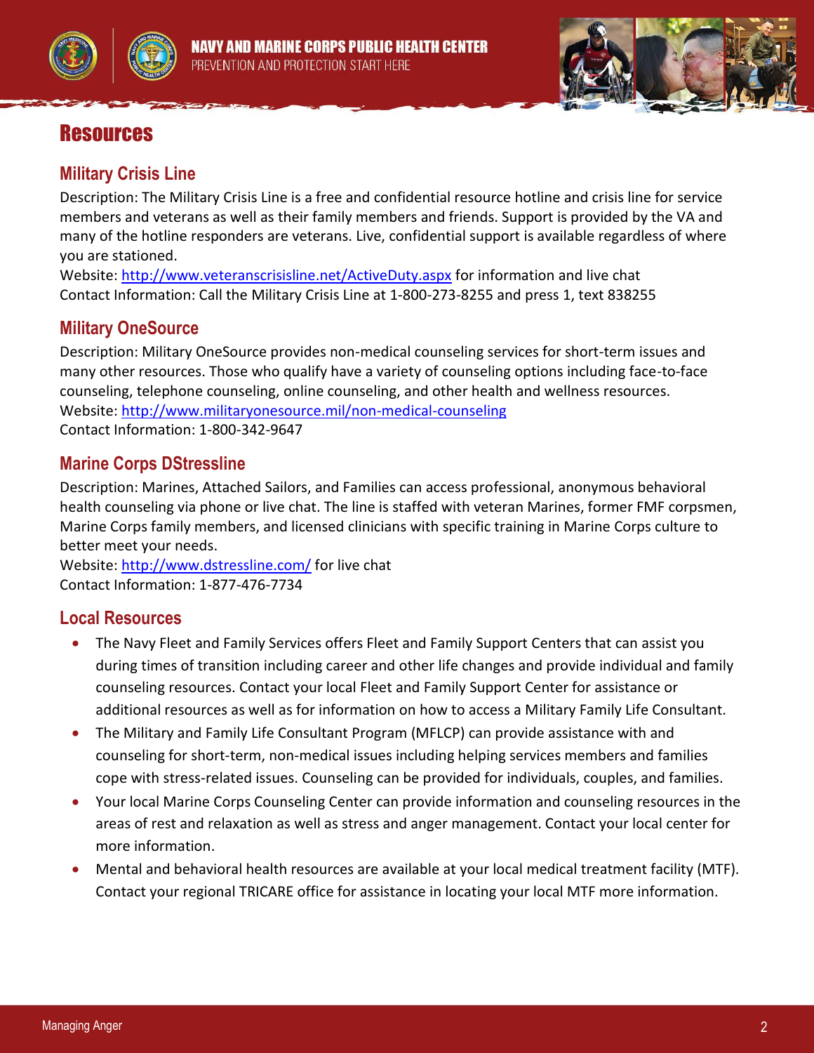## Resources

### Military Crisis Line

Description: The Military Crisis Line is a free and confidential resource hotline and crisis line for service members and veterans as well as their family members and friends. Support is provided by the VA and many of the hotline responders are veterans. Live, confidential support is available regardless of where you are stationed.
Website: http://www.veteranscrisisline.net/ActiveDuty.aspx for information and live chat
Contact Information: Call the Military Crisis Line at 1-800-273-8255 and press 1, text 838255

### Military OneSource

Description: Military OneSource provides non-medical counseling services for short-term issues and many other resources. Those who qualify have a variety of counseling options including face-to-face counseling, telephone counseling, online counseling, and other health and wellness resources.
Website: http://www.militaryonesource.mil/non-medical-counseling
Contact Information: 1-800-342-9647

### Marine Corps DStressline

Description: Marines, Attached Sailors, and Families can access professional, anonymous behavioral health counseling via phone or live chat. The line is staffed with veteran Marines, former FMF corpsmen, Marine Corps family members, and licensed clinicians with specific training in Marine Corps culture to better meet your needs.
Website: http://www.dstressline.com/ for live chat
Contact Information: 1-877-476-7734

### Local Resources

- The Navy Fleet and Family Services offers Fleet and Family Support Centers that can assist you during times of transition including career and other life changes and provide individual and family counseling resources. Contact your local Fleet and Family Support Center for assistance or additional resources as well as for information on how to access a Military Family Life Consultant.
- The Military and Family Life Consultant Program (MFLCP) can provide assistance with and counseling for short-term, non-medical issues including helping services members and families cope with stress-related issues. Counseling can be provided for individuals, couples, and families.
- Your local Marine Corps Counseling Center can provide information and counseling resources in the areas of rest and relaxation as well as stress and anger management. Contact your local center for more information.
- Mental and behavioral health resources are available at your local medical treatment facility (MTF). Contact your regional TRICARE office for assistance in locating your local MTF more information.